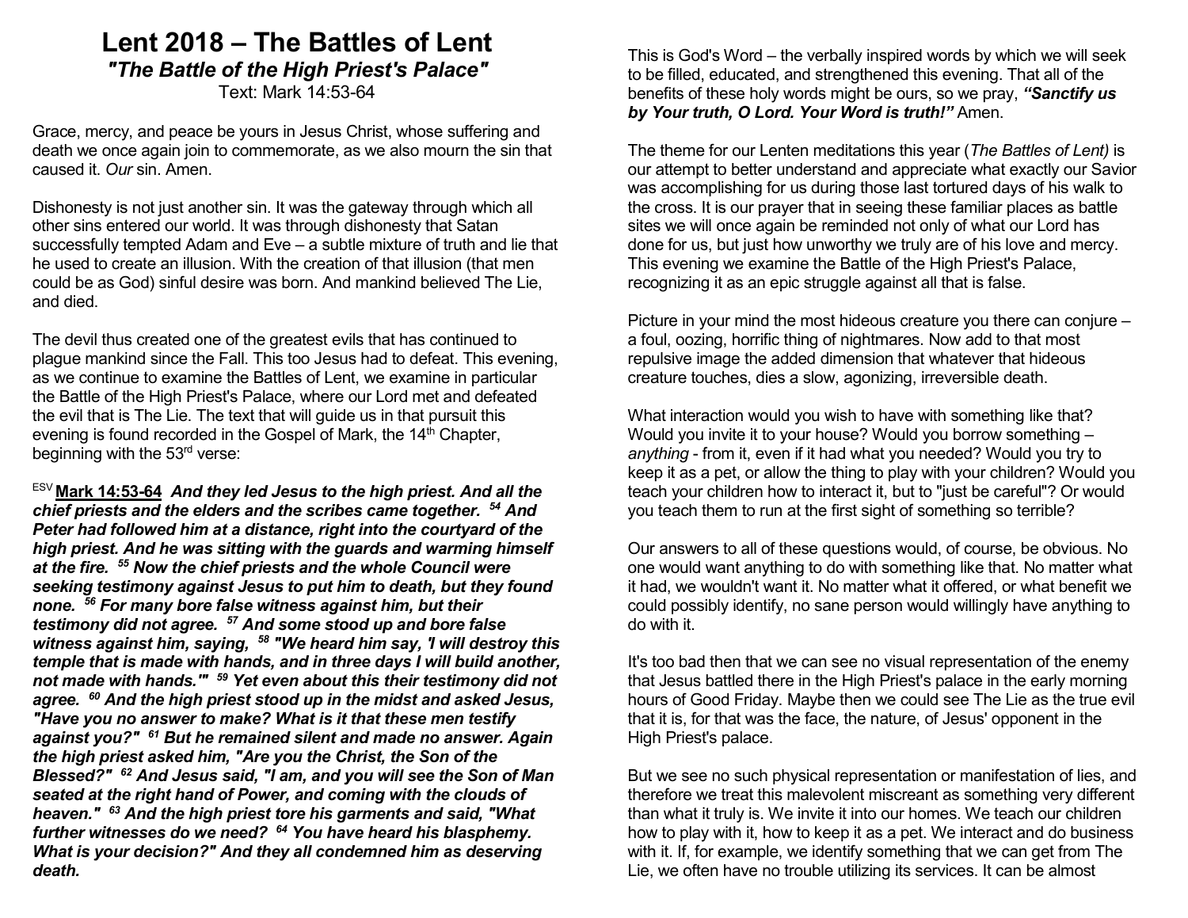# Lent 2018 – The Battles of Lent

## *"The Battle of the High Priest's Palace"*

Text: Mark 14:53-64

Grace, mercy, and peace be yours in Jesus Christ, whose suffering and death we once again join to commemorate, as we also mourn the sin that caused it. *Our* sin. Amen.

Dishonesty is not just another sin. It was the gateway through which all other sins entered our world. It was through dishonesty that Satan successfully tempted Adam and Eve – a subtle mixture of truth and lie that he used to create an illusion. With the creation of that illusion (that men could be as God) sinful desire was born. And mankind believed The Lie, and died.

The devil thus created one of the greatest evils that has continued to plague mankind since the Fall. This too Jesus had to defeat. This evening, as we continue to examine the Battles of Lent, we examine in particular the Battle of the High Priest's Palace, where our Lord met and defeated the evil that is The Lie. The text that will guide us in that pursuit this evening is found recorded in the Gospel of Mark, the 14th Chapter, beginning with the 53rd verse:

ESV **Mark 14:53-64** ***And they led Jesus to the high priest. And all the chief priests and the elders and the scribes came together. 54 And Peter had followed him at a distance, right into the courtyard of the high priest. And he was sitting with the guards and warming himself at the fire. 55 Now the chief priests and the whole Council were seeking testimony against Jesus to put him to death, but they found none. 56 For many bore false witness against him, but their testimony did not agree. 57 And some stood up and bore false witness against him, saying, 58 "We heard him say, 'I will destroy this temple that is made with hands, and in three days I will build another, not made with hands.'" 59 Yet even about this their testimony did not agree. 60 And the high priest stood up in the midst and asked Jesus, "Have you no answer to make? What is it that these men testify against you?" 61 But he remained silent and made no answer. Again the high priest asked him, "Are you the Christ, the Son of the Blessed?" 62 And Jesus said, "I am, and you will see the Son of Man seated at the right hand of Power, and coming with the clouds of heaven." 63 And the high priest tore his garments and said, "What further witnesses do we need? 64 You have heard his blasphemy. What is your decision?" And they all condemned him as deserving death.***

This is God's Word – the verbally inspired words by which we will seek to be filled, educated, and strengthened this evening. That all of the benefits of these holy words might be ours, so we pray, ***"Sanctify us by Your truth, O Lord. Your Word is truth!"*** Amen.

The theme for our Lenten meditations this year (*The Battles of Lent)* is our attempt to better understand and appreciate what exactly our Savior was accomplishing for us during those last tortured days of his walk to the cross. It is our prayer that in seeing these familiar places as battle sites we will once again be reminded not only of what our Lord has done for us, but just how unworthy we truly are of his love and mercy. This evening we examine the Battle of the High Priest's Palace, recognizing it as an epic struggle against all that is false.

Picture in your mind the most hideous creature you there can conjure – a foul, oozing, horrific thing of nightmares. Now add to that most repulsive image the added dimension that whatever that hideous creature touches, dies a slow, agonizing, irreversible death.

What interaction would you wish to have with something like that? Would you invite it to your house? Would you borrow something – *anything* - from it, even if it had what you needed? Would you try to keep it as a pet, or allow the thing to play with your children? Would you teach your children how to interact it, but to "just be careful"? Or would you teach them to run at the first sight of something so terrible?

Our answers to all of these questions would, of course, be obvious. No one would want anything to do with something like that. No matter what it had, we wouldn't want it. No matter what it offered, or what benefit we could possibly identify, no sane person would willingly have anything to do with it.

It's too bad then that we can see no visual representation of the enemy that Jesus battled there in the High Priest's palace in the early morning hours of Good Friday. Maybe then we could see The Lie as the true evil that it is, for that was the face, the nature, of Jesus' opponent in the High Priest's palace.

But we see no such physical representation or manifestation of lies, and therefore we treat this malevolent miscreant as something very different than what it truly is. We invite it into our homes. We teach our children how to play with it, how to keep it as a pet. We interact and do business with it. If, for example, we identify something that we can get from The Lie, we often have no trouble utilizing its services. It can be almost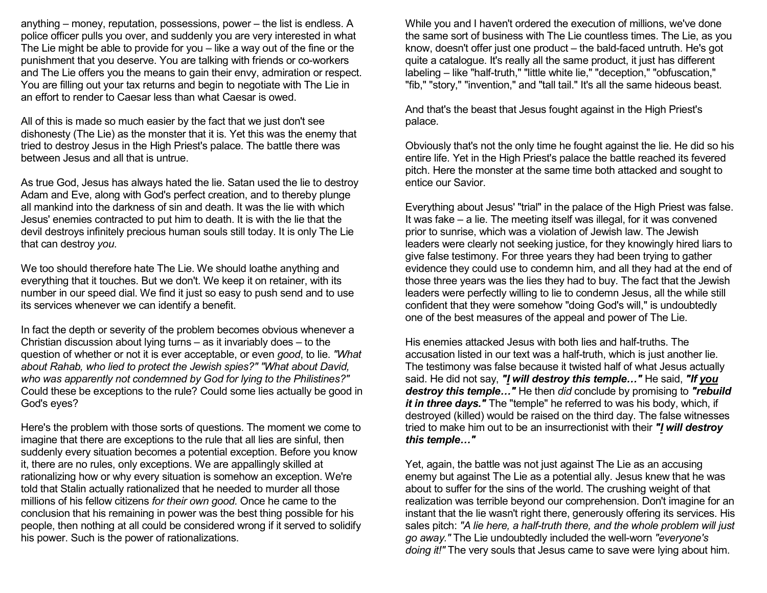anything – money, reputation, possessions, power – the list is endless. A police officer pulls you over, and suddenly you are very interested in what The Lie might be able to provide for you – like a way out of the fine or the punishment that you deserve. You are talking with friends or co-workers and The Lie offers you the means to gain their envy, admiration or respect. You are filling out your tax returns and begin to negotiate with The Lie in an effort to render to Caesar less than what Caesar is owed.

All of this is made so much easier by the fact that we just don't see dishonesty (The Lie) as the monster that it is. Yet this was the enemy that tried to destroy Jesus in the High Priest's palace. The battle there was between Jesus and all that is untrue.

As true God, Jesus has always hated the lie. Satan used the lie to destroy Adam and Eve, along with God's perfect creation, and to thereby plunge all mankind into the darkness of sin and death. It was the lie with which Jesus' enemies contracted to put him to death. It is with the lie that the devil destroys infinitely precious human souls still today. It is only The Lie that can destroy *you.*

We too should therefore hate The Lie. We should loathe anything and everything that it touches. But we don't. We keep it on retainer, with its number in our speed dial. We find it just so easy to push send and to use its services whenever we can identify a benefit.

In fact the depth or severity of the problem becomes obvious whenever a Christian discussion about lying turns – as it invariably does – to the question of whether or not it is ever acceptable, or even *good*, to lie. *"What about Rahab, who lied to protect the Jewish spies?" "What about David, who was apparently not condemned by God for lying to the Philistines?"* Could these be exceptions to the rule? Could some lies actually be good in God's eyes?

Here's the problem with those sorts of questions. The moment we come to imagine that there are exceptions to the rule that all lies are sinful, then suddenly every situation becomes a potential exception. Before you know it, there are no rules, only exceptions. We are appallingly skilled at rationalizing how or why every situation is somehow an exception. We're told that Stalin actually rationalized that he needed to murder all those millions of his fellow citizens *for their own good*. Once he came to the conclusion that his remaining in power was the best thing possible for his people, then nothing at all could be considered wrong if it served to solidify his power. Such is the power of rationalizations.

While you and I haven't ordered the execution of millions, we've done the same sort of business with The Lie countless times. The Lie, as you know, doesn't offer just one product – the bald-faced untruth. He's got quite a catalogue. It's really all the same product, it just has different labeling – like "half-truth," "little white lie," "deception," "obfuscation," "fib," "story," "invention," and "tall tail." It's all the same hideous beast.

And that's the beast that Jesus fought against in the High Priest's palace.

Obviously that's not the only time he fought against the lie. He did so his entire life. Yet in the High Priest's palace the battle reached its fevered pitch. Here the monster at the same time both attacked and sought to entice our Savior.

Everything about Jesus' "trial" in the palace of the High Priest was false. It was fake – a lie. The meeting itself was illegal, for it was convened prior to sunrise, which was a violation of Jewish law. The Jewish leaders were clearly not seeking justice, for they knowingly hired liars to give false testimony. For three years they had been trying to gather evidence they could use to condemn him, and all they had at the end of those three years was the lies they had to buy. The fact that the Jewish leaders were perfectly willing to lie to condemn Jesus, all the while still confident that they were somehow "doing God's will," is undoubtedly one of the best measures of the appeal and power of The Lie.

His enemies attacked Jesus with both lies and half-truths. The accusation listed in our text was a half-truth, which is just another lie. The testimony was false because it twisted half of what Jesus actually said. He did not say, ***"<u>I</u> will destroy this temple…"*** He said, ***"If <u>you</u> destroy this temple…"*** He then *did* conclude by promising to ***"rebuild it in three days."*** The "temple" he referred to was his body, which, if destroyed (killed) would be raised on the third day. The false witnesses tried to make him out to be an insurrectionist with their ***"<u>I</u> will destroy this temple…"***

Yet, again, the battle was not just against The Lie as an accusing enemy but against The Lie as a potential ally. Jesus knew that he was about to suffer for the sins of the world. The crushing weight of that realization was terrible beyond our comprehension. Don't imagine for an instant that the lie wasn't right there, generously offering its services. His sales pitch: *"A lie here, a half-truth there, and the whole problem will just go away."* The Lie undoubtedly included the well-worn *"everyone's doing it!"* The very souls that Jesus came to save were lying about him.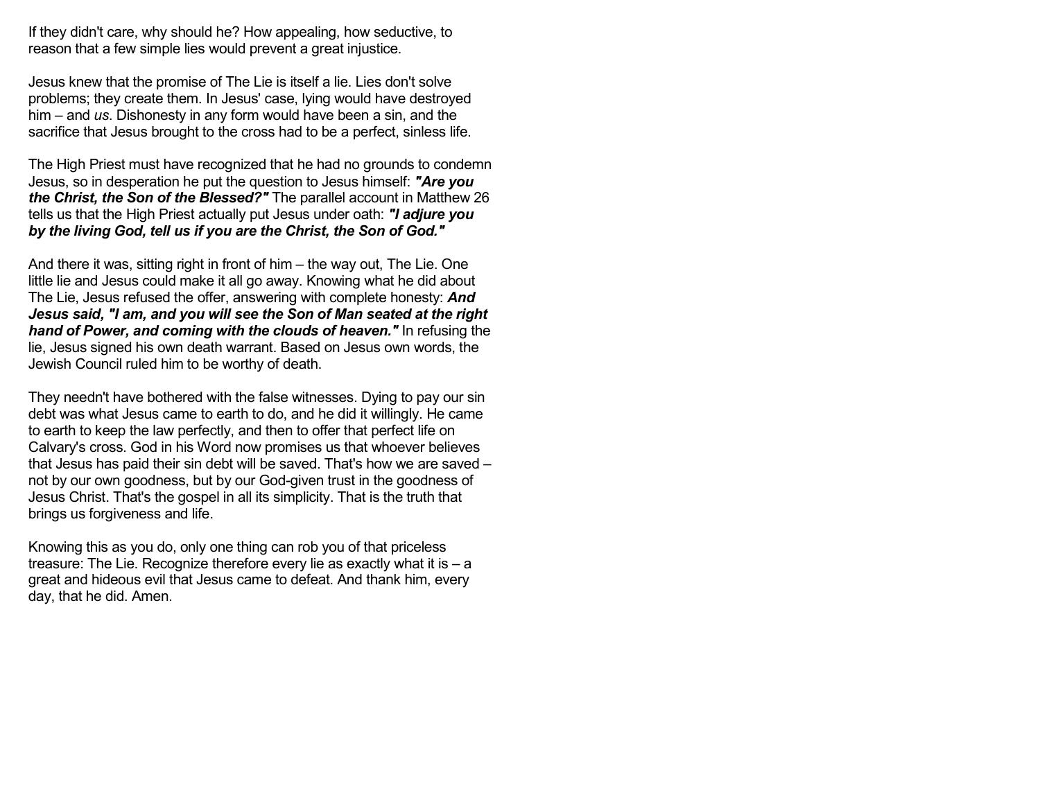If they didn't care, why should he? How appealing, how seductive, to reason that a few simple lies would prevent a great injustice.

Jesus knew that the promise of The Lie is itself a lie. Lies don't solve problems; they create them. In Jesus' case, lying would have destroyed him – and *us*. Dishonesty in any form would have been a sin, and the sacrifice that Jesus brought to the cross had to be a perfect, sinless life.

The High Priest must have recognized that he had no grounds to condemn Jesus, so in desperation he put the question to Jesus himself: ***"Are you the Christ, the Son of the Blessed?"*** The parallel account in Matthew 26 tells us that the High Priest actually put Jesus under oath: ***"I adjure you by the living God, tell us if you are the Christ, the Son of God."***

And there it was, sitting right in front of him – the way out, The Lie. One little lie and Jesus could make it all go away. Knowing what he did about The Lie, Jesus refused the offer, answering with complete honesty: ***And Jesus said, "I am, and you will see the Son of Man seated at the right hand of Power, and coming with the clouds of heaven."*** In refusing the lie, Jesus signed his own death warrant. Based on Jesus own words, the Jewish Council ruled him to be worthy of death.

They needn't have bothered with the false witnesses. Dying to pay our sin debt was what Jesus came to earth to do, and he did it willingly. He came to earth to keep the law perfectly, and then to offer that perfect life on Calvary's cross. God in his Word now promises us that whoever believes that Jesus has paid their sin debt will be saved. That's how we are saved – not by our own goodness, but by our God-given trust in the goodness of Jesus Christ. That's the gospel in all its simplicity. That is the truth that brings us forgiveness and life.

Knowing this as you do, only one thing can rob you of that priceless treasure: The Lie. Recognize therefore every lie as exactly what it is – a great and hideous evil that Jesus came to defeat. And thank him, every day, that he did. Amen.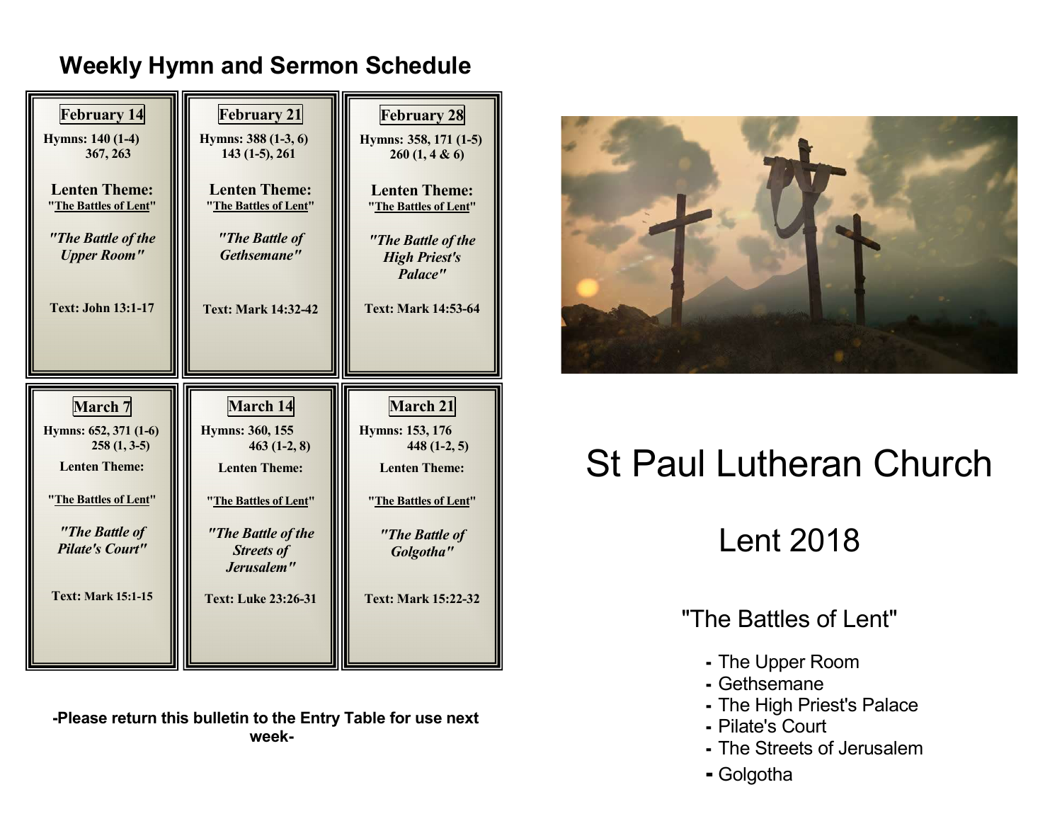## Weekly Hymn and Sermon Schedule

**February 14**

**Hymns: 140 (1-4) 367, 263**

**Lenten Theme:**
**"The Battles of Lent"**

***"The Battle of the Upper Room"***

**Text: John 13:1-17**

**February 21**

**Hymns: 388 (1-3, 6) 143 (1-5), 261**

**Lenten Theme:**
**"The Battles of Lent"**

***"The Battle of Gethsemane"***

**Text: Mark 14:32-42**

**February 28**

**Hymns: 358, 171 (1-5) 260 (1, 4 & 6)**

**Lenten Theme:**
**"The Battles of Lent"**

***"The Battle of the High Priest's Palace"***

**Text: Mark 14:53-64**

**March 7**

**Hymns: 652, 371 (1-6) 258 (1, 3-5)**

**Lenten Theme:**

**"The Battles of Lent"**

***"The Battle of Pilate's Court"***

**Text: Mark 15:1-15**

**March 14**

**Hymns: 360, 155 463 (1-2, 8)**

**Lenten Theme:**

**"The Battles of Lent"**

***"The Battle of the Streets of Jerusalem"***

**Text: Luke 23:26-31**

**March 21**

**Hymns: 153, 176 448 (1-2, 5)**

**Lenten Theme:**

**"The Battles of Lent"**

***"The Battle of Golgotha"***

**Text: Mark 15:22-32**

**-Please return this bulletin to the Entry Table for use next week-**

# St Paul Lutheran Church

## Lent 2018

### "The Battles of Lent"

- The Upper Room
- Gethsemane
- The High Priest's Palace
- Pilate's Court
- The Streets of Jerusalem
- Golgotha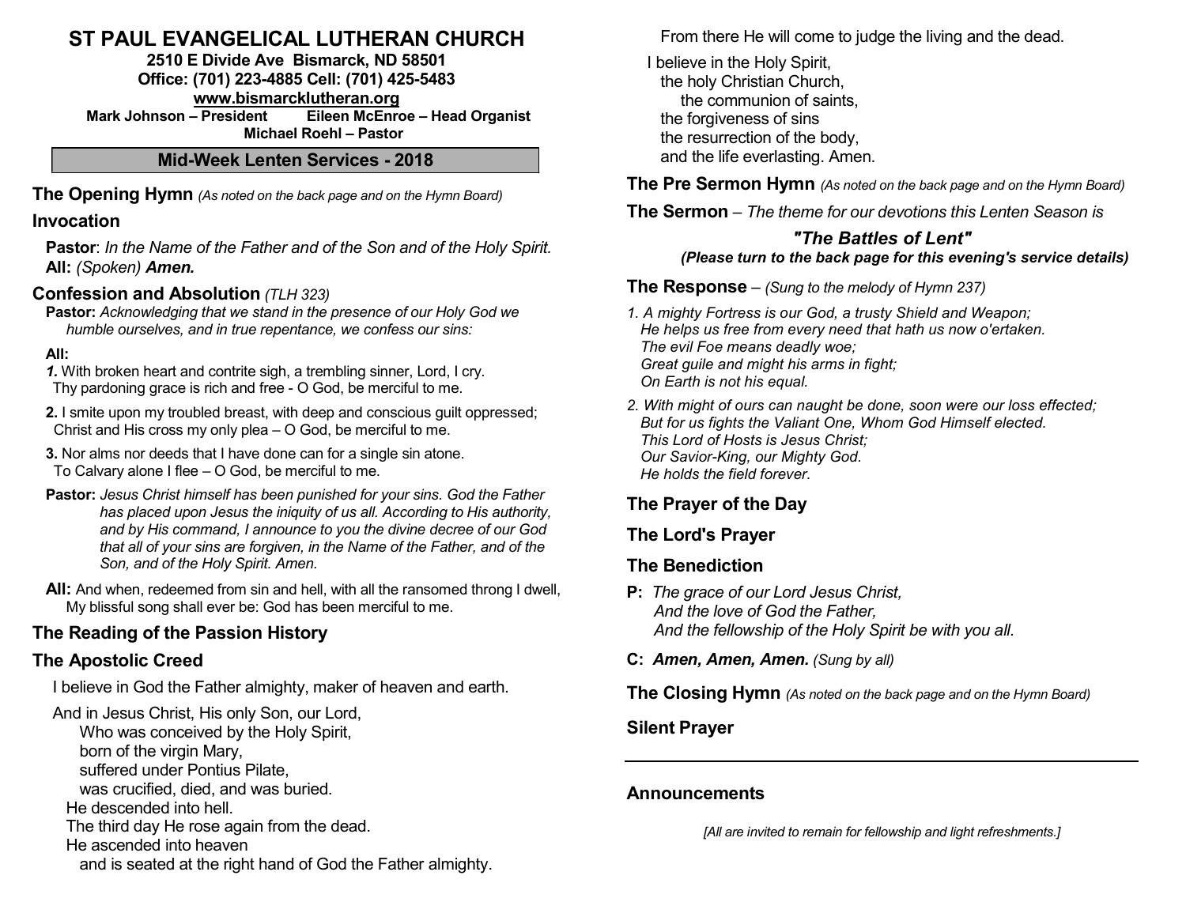# ST PAUL EVANGELICAL LUTHERAN CHURCH

**2510 E Divide Ave Bismarck, ND 58501**
**Office: (701) 223-4885 Cell: (701) 425-5483**
**www.bismarcklutheran.org**
**Mark Johnson – President Eileen McEnroe – Head Organist**
**Michael Roehl – Pastor**

## Mid-Week Lenten Services - 2018

### The Opening Hymn *(As noted on the back page and on the Hymn Board)*

### Invocation

**Pastor**: *In the Name of the Father and of the Son and of the Holy Spirit.*
**All:** *(Spoken)* ***Amen.***

### Confession and Absolution *(TLH 323)*

**Pastor:** *Acknowledging that we stand in the presence of our Holy God we humble ourselves, and in true repentance, we confess our sins:*

**All:**

***1.*** With broken heart and contrite sigh, a trembling sinner, Lord, I cry.
Thy pardoning grace is rich and free - O God, be merciful to me.

**2.** I smite upon my troubled breast, with deep and conscious guilt oppressed;
Christ and His cross my only plea – O God, be merciful to me.

**3.** Nor alms nor deeds that I have done can for a single sin atone.
To Calvary alone I flee – O God, be merciful to me.

**Pastor:** *Jesus Christ himself has been punished for your sins. God the Father has placed upon Jesus the iniquity of us all. According to His authority, and by His command, I announce to you the divine decree of our God that all of your sins are forgiven, in the Name of the Father, and of the Son, and of the Holy Spirit. Amen.*

**All:** And when, redeemed from sin and hell, with all the ransomed throng I dwell,
My blissful song shall ever be: God has been merciful to me.

### The Reading of the Passion History

### The Apostolic Creed

I believe in God the Father almighty, maker of heaven and earth.

And in Jesus Christ, His only Son, our Lord,
Who was conceived by the Holy Spirit,
born of the virgin Mary,
suffered under Pontius Pilate,
was crucified, died, and was buried.
He descended into hell.
The third day He rose again from the dead.
He ascended into heaven
and is seated at the right hand of God the Father almighty.
From there He will come to judge the living and the dead.

I believe in the Holy Spirit,
the holy Christian Church,
the communion of saints,
the forgiveness of sins
the resurrection of the body,
and the life everlasting. Amen.

### The Pre Sermon Hymn *(As noted on the back page and on the Hymn Board)*

### The Sermon – *The theme for our devotions this Lenten Season is*

***"The Battles of Lent"***
***(Please turn to the back page for this evening's service details)***

### The Response – *(Sung to the melody of Hymn 237)*

*1. A mighty Fortress is our God, a trusty Shield and Weapon;*
*He helps us free from every need that hath us now o'ertaken.*
*The evil Foe means deadly woe;*
*Great guile and might his arms in fight;*
*On Earth is not his equal.*

*2. With might of ours can naught be done, soon were our loss effected;*
*But for us fights the Valiant One, Whom God Himself elected.*
*This Lord of Hosts is Jesus Christ;*
*Our Savior-King, our Mighty God.*
*He holds the field forever.*

### The Prayer of the Day

### The Lord's Prayer

### The Benediction

**P:** *The grace of our Lord Jesus Christ,*
*And the love of God the Father,*
*And the fellowship of the Holy Spirit be with you all.*

**C:** ***Amen, Amen, Amen.*** *(Sung by all)*

### The Closing Hymn *(As noted on the back page and on the Hymn Board)*

### Silent Prayer

---

### Announcements

*[All are invited to remain for fellowship and light refreshments.]*